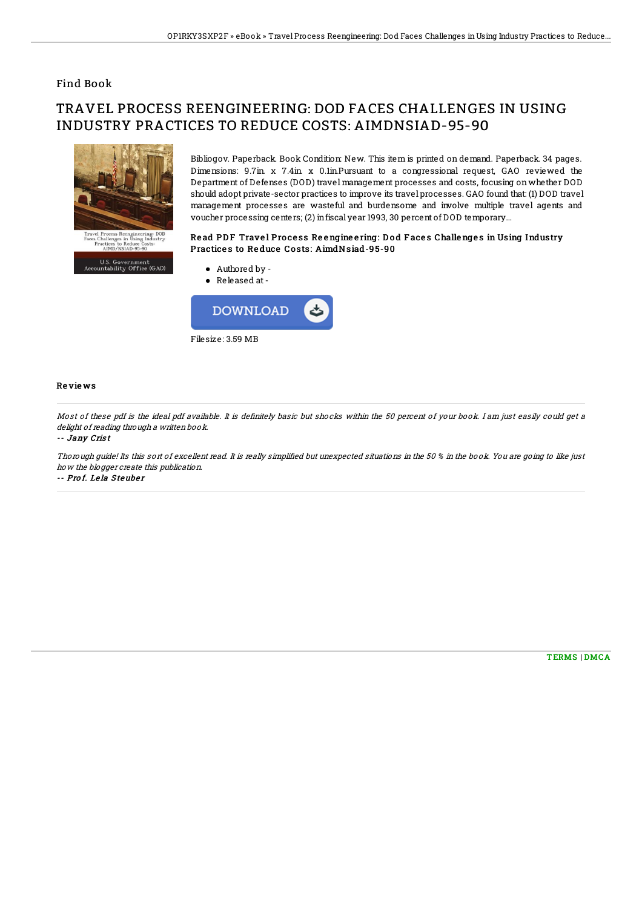# Find Book

# TRAVEL PROCESS REENGINEERING: DOD FACES CHALLENGES IN USING INDUSTRY PRACTICES TO REDUCE COSTS: AIMDNSIAD-95-90

Bibliogov. Paperback. Book Condition: New. This item is printed on demand. Paperback. 34 pages. Dimensions: 9.7in. x 7.4in. x 0.1in.Pursuant to a congressional request, GAO reviewed the Department of Defenses (DOD) travel management processes and costs, focusing on whether DOD should adopt private-sector practices to improve its travel processes. GAO found that: (1) DOD travel management processes are wasteful and burdensome and involve multiple travel agents and voucher processing centers; (2) in fiscal year 1993, 30 percent of DOD temporary...

### Read PDF Travel Process Reengineering: Dod Faces Challenges in Using Industry Practices to Reduce Costs: AimdNsiad-95-90

- Authored by -
- Released at -

DOWNLOAD

Filesize: 3.59 MB

## Reviews

*Most of these pdf is the ideal pdf available. It is definitely basic but shocks within the 50 percent of your book. I am just easily could get a delight of reading through a written book.*

-- ***Jany Crist***

*Thorough guide! Its this sort of excellent read. It is really simplified but unexpected situations in the 50 % in the book. You are going to like just how the blogger create this publication.*

-- ***Prof. Lela Steuber***

TERMS | DMCA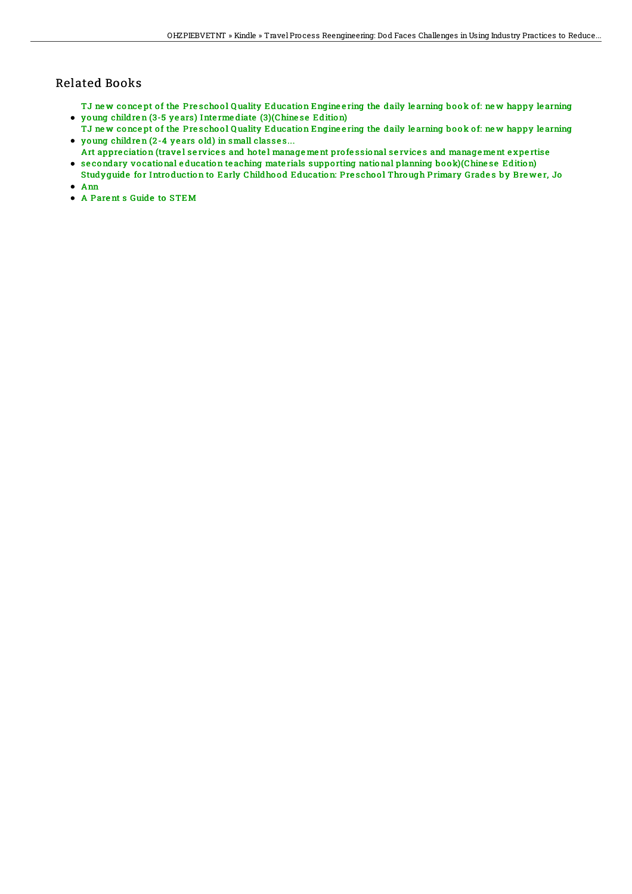## Related Books

- TJ new concept of the Preschool Quality Education Engineering the daily learning book of: new happy learning young children (3-5 years) Intermediate (3)(Chinese Edition)
- TJ new concept of the Preschool Quality Education Engineering the daily learning book of: new happy learning young children (2-4 years old) in small classes...
- Art appreciation (travel services and hotel management professional services and management expertise secondary vocational education teaching materials supporting national planning book)(Chinese Edition)
- Studyguide for Introduction to Early Childhood Education: Preschool Through Primary Grades by Brewer, Jo Ann
- A Parent s Guide to STEM